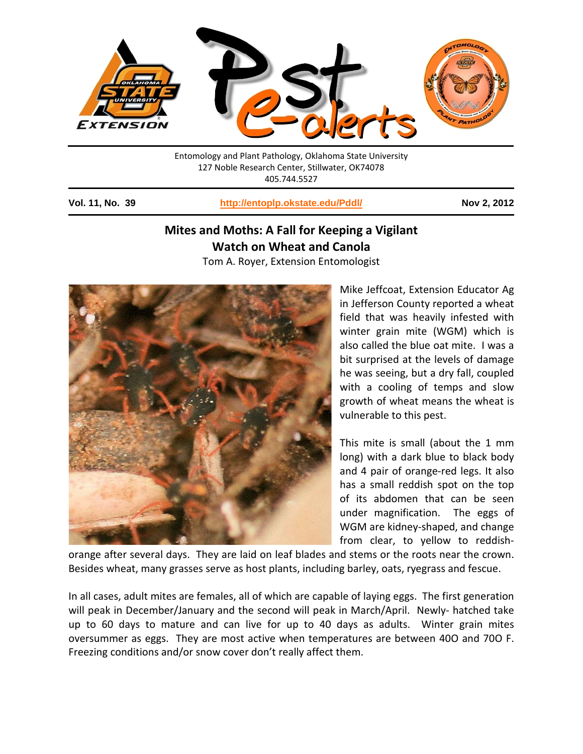Entomology and Plant Pathology, Oklahoma State University
127 Noble Research Center, Stillwater, OK74078
405.744.5527

**Vol. 11, No. 39** | **http://entoplp.okstate.edu/Pddl/** | **Nov 2, 2012**

## Mites and Moths: A Fall for Keeping a Vigilant Watch on Wheat and Canola

Tom A. Royer, Extension Entomologist

Mike Jeffcoat, Extension Educator Ag in Jefferson County reported a wheat field that was heavily infested with winter grain mite (WGM) which is also called the blue oat mite. I was a bit surprised at the levels of damage he was seeing, but a dry fall, coupled with a cooling of temps and slow growth of wheat means the wheat is vulnerable to this pest.

This mite is small (about the 1 mm long) with a dark blue to black body and 4 pair of orange-red legs. It also has a small reddish spot on the top of its abdomen that can be seen under magnification. The eggs of WGM are kidney-shaped, and change from clear, to yellow to reddish-orange after several days. They are laid on leaf blades and stems or the roots near the crown. Besides wheat, many grasses serve as host plants, including barley, oats, ryegrass and fescue.

In all cases, adult mites are females, all of which are capable of laying eggs. The first generation will peak in December/January and the second will peak in March/April. Newly- hatched take up to 60 days to mature and can live for up to 40 days as adults. Winter grain mites oversummer as eggs. They are most active when temperatures are between 40O and 70O F. Freezing conditions and/or snow cover don't really affect them.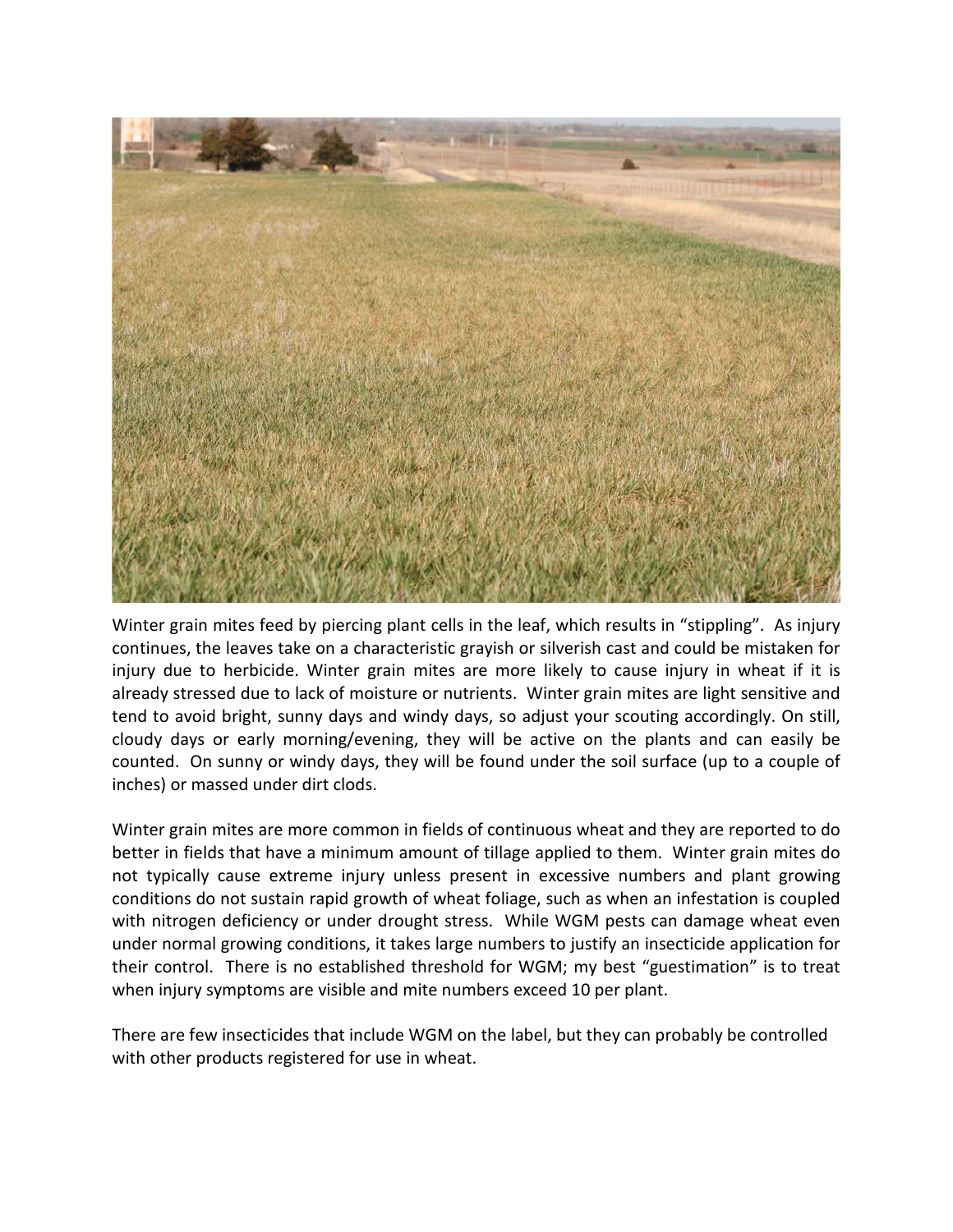Winter grain mites feed by piercing plant cells in the leaf, which results in "stippling". As injury continues, the leaves take on a characteristic grayish or silverish cast and could be mistaken for injury due to herbicide. Winter grain mites are more likely to cause injury in wheat if it is already stressed due to lack of moisture or nutrients. Winter grain mites are light sensitive and tend to avoid bright, sunny days and windy days, so adjust your scouting accordingly. On still, cloudy days or early morning/evening, they will be active on the plants and can easily be counted. On sunny or windy days, they will be found under the soil surface (up to a couple of inches) or massed under dirt clods.

Winter grain mites are more common in fields of continuous wheat and they are reported to do better in fields that have a minimum amount of tillage applied to them. Winter grain mites do not typically cause extreme injury unless present in excessive numbers and plant growing conditions do not sustain rapid growth of wheat foliage, such as when an infestation is coupled with nitrogen deficiency or under drought stress. While WGM pests can damage wheat even under normal growing conditions, it takes large numbers to justify an insecticide application for their control. There is no established threshold for WGM; my best "guestimation" is to treat when injury symptoms are visible and mite numbers exceed 10 per plant.

There are few insecticides that include WGM on the label, but they can probably be controlled with other products registered for use in wheat.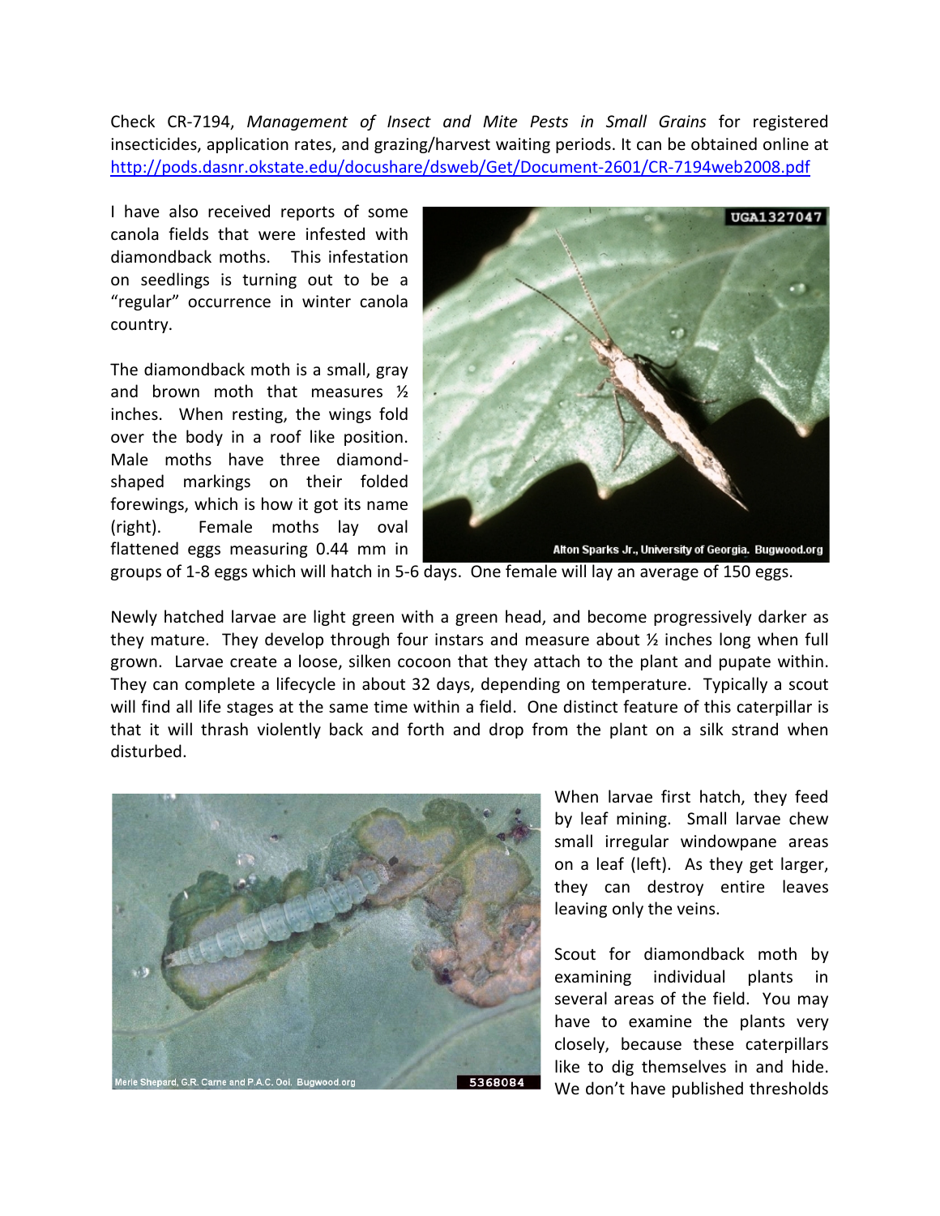Check CR-7194, *Management of Insect and Mite Pests in Small Grains* for registered insecticides, application rates, and grazing/harvest waiting periods. It can be obtained online at http://pods.dasnr.okstate.edu/docushare/dsweb/Get/Document-2601/CR-7194web2008.pdf

I have also received reports of some canola fields that were infested with diamondback moths. This infestation on seedlings is turning out to be a "regular" occurrence in winter canola country.

The diamondback moth is a small, gray and brown moth that measures ½ inches. When resting, the wings fold over the body in a roof like position. Male moths have three diamond-shaped markings on their folded forewings, which is how it got its name (right). Female moths lay oval flattened eggs measuring 0.44 mm in groups of 1-8 eggs which will hatch in 5-6 days. One female will lay an average of 150 eggs.

Newly hatched larvae are light green with a green head, and become progressively darker as they mature. They develop through four instars and measure about ½ inches long when full grown. Larvae create a loose, silken cocoon that they attach to the plant and pupate within. They can complete a lifecycle in about 32 days, depending on temperature. Typically a scout will find all life stages at the same time within a field. One distinct feature of this caterpillar is that it will thrash violently back and forth and drop from the plant on a silk strand when disturbed.

When larvae first hatch, they feed by leaf mining. Small larvae chew small irregular windowpane areas on a leaf (left). As they get larger, they can destroy entire leaves leaving only the veins.

Scout for diamondback moth by examining individual plants in several areas of the field. You may have to examine the plants very closely, because these caterpillars like to dig themselves in and hide. We don't have published thresholds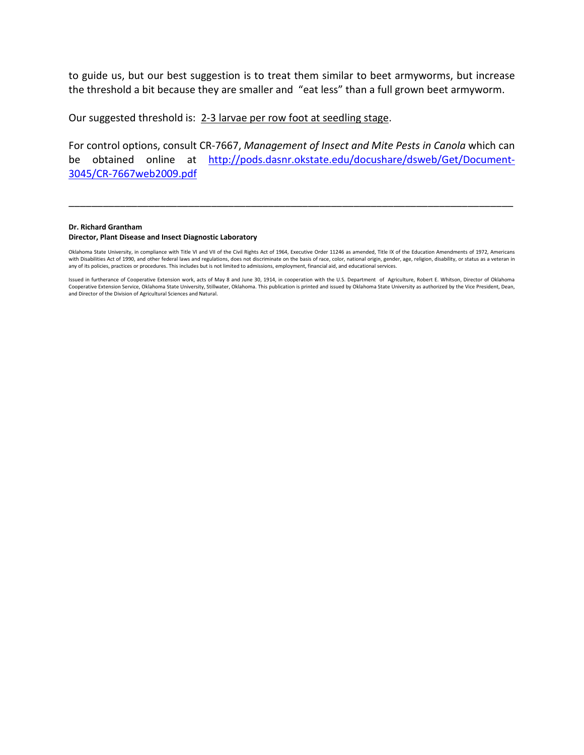to guide us, but our best suggestion is to treat them similar to beet armyworms, but increase the threshold a bit because they are smaller and "eat less" than a full grown beet armyworm.

Our suggested threshold is: <u>2-3 larvae per row foot at seedling stage</u>.

For control options, consult CR-7667, *Management of Insect and Mite Pests in Canola* which can be obtained online at [http://pods.dasnr.okstate.edu/docushare/dsweb/Get/Document-3045/CR-7667web2009.pdf](http://pods.dasnr.okstate.edu/docushare/dsweb/Get/Document-3045/CR-7667web2009.pdf)

---

**Dr. Richard Grantham**
**Director, Plant Disease and Insect Diagnostic Laboratory**

Oklahoma State University, in compliance with Title VI and VII of the Civil Rights Act of 1964, Executive Order 11246 as amended, Title IX of the Education Amendments of 1972, Americans with Disabilities Act of 1990, and other federal laws and regulations, does not discriminate on the basis of race, color, national origin, gender, age, religion, disability, or status as a veteran in any of its policies, practices or procedures. This includes but is not limited to admissions, employment, financial aid, and educational services.

Issued in furtherance of Cooperative Extension work, acts of May 8 and June 30, 1914, in cooperation with the U.S. Department of Agriculture, Robert E. Whitson, Director of Oklahoma Cooperative Extension Service, Oklahoma State University, Stillwater, Oklahoma. This publication is printed and issued by Oklahoma State University as authorized by the Vice President, Dean, and Director of the Division of Agricultural Sciences and Natural.